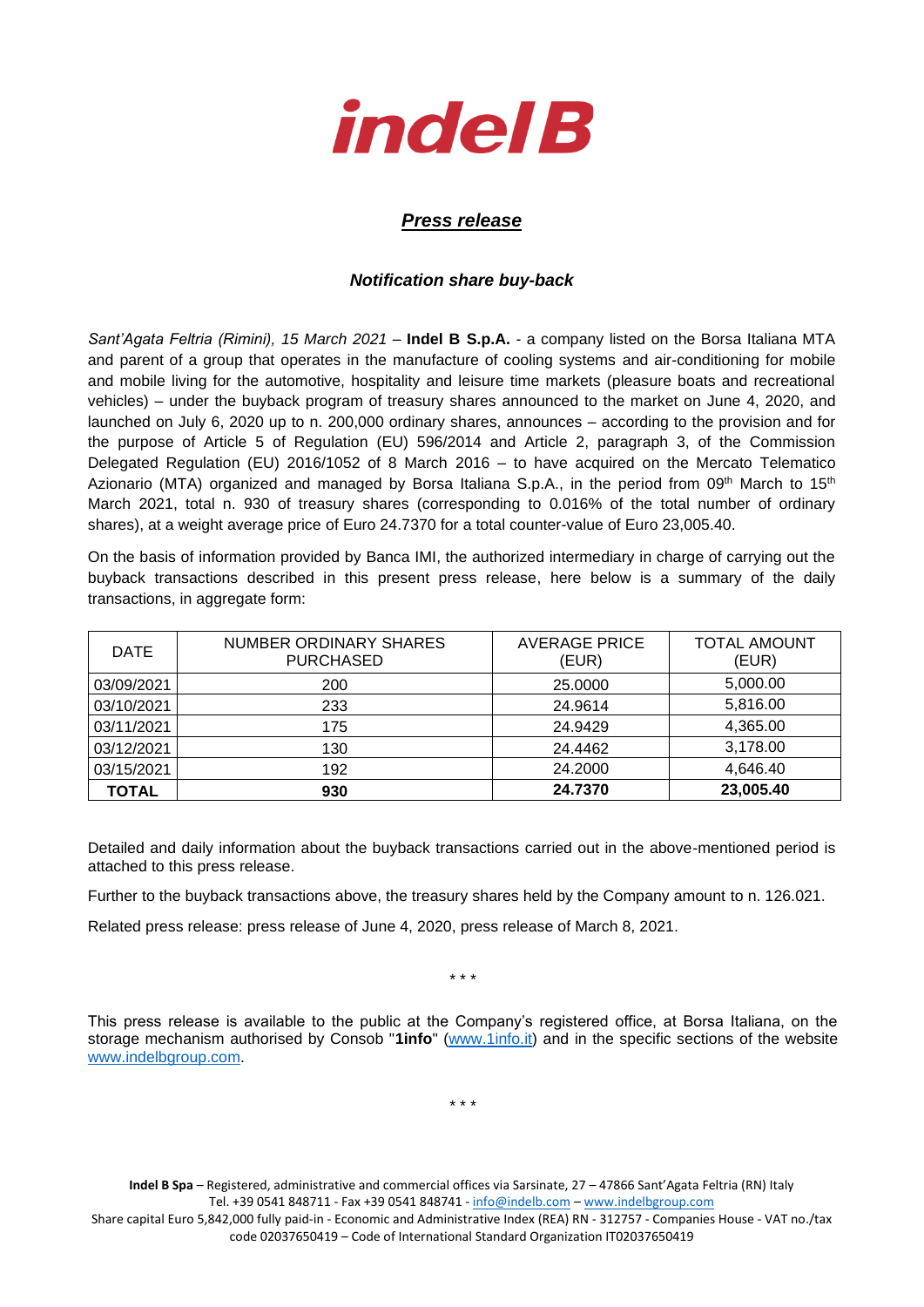indel B

## *Press release*

### *Notification share buy-back*

*Sant'Agata Feltria (Rimini), 15 March 2021* – **Indel B S.p.A.** - a company listed on the Borsa Italiana MTA and parent of a group that operates in the manufacture of cooling systems and air-conditioning for mobile and mobile living for the automotive, hospitality and leisure time markets (pleasure boats and recreational vehicles) – under the buyback program of treasury shares announced to the market on June 4, 2020, and launched on July 6, 2020 up to n. 200,000 ordinary shares, announces – according to the provision and for the purpose of Article 5 of Regulation (EU) 596/2014 and Article 2, paragraph 3, of the Commission Delegated Regulation (EU) 2016/1052 of 8 March 2016 – to have acquired on the Mercato Telematico Azionario (MTA) organized and managed by Borsa Italiana S.p.A., in the period from 09th March to 15th March 2021, total n. 930 of treasury shares (corresponding to 0.016% of the total number of ordinary shares), at a weight average price of Euro 24.7370 for a total counter-value of Euro 23,005.40.

On the basis of information provided by Banca IMI, the authorized intermediary in charge of carrying out the buyback transactions described in this present press release, here below is a summary of the daily transactions, in aggregate form:

| DATE | NUMBER ORDINARY SHARES PURCHASED | AVERAGE PRICE (EUR) | TOTAL AMOUNT (EUR) |
|---|---|---|---|
| 03/09/2021 | 200 | 25.0000 | 5,000.00 |
| 03/10/2021 | 233 | 24.9614 | 5,816.00 |
| 03/11/2021 | 175 | 24.9429 | 4,365.00 |
| 03/12/2021 | 130 | 24.4462 | 3,178.00 |
| 03/15/2021 | 192 | 24.2000 | 4,646.40 |
| **TOTAL** | **930** | **24.7370** | **23,005.40** |

Detailed and daily information about the buyback transactions carried out in the above-mentioned period is attached to this press release.

Further to the buyback transactions above, the treasury shares held by the Company amount to n. 126.021.

Related press release: press release of June 4, 2020, press release of March 8, 2021.

\* \* \*

This press release is available to the public at the Company's registered office, at Borsa Italiana, on the storage mechanism authorised by Consob "**1info**" (www.1info.it) and in the specific sections of the website www.indelbgroup.com.

\* \* \*

**Indel B Spa** – Registered, administrative and commercial offices via Sarsinate, 27 – 47866 Sant'Agata Feltria (RN) Italy
Tel. +39 0541 848711 - Fax +39 0541 848741 - info@indelb.com – www.indelbgroup.com
Share capital Euro 5,842,000 fully paid-in - Economic and Administrative Index (REA) RN - 312757 - Companies House - VAT no./tax code 02037650419 – Code of International Standard Organization IT02037650419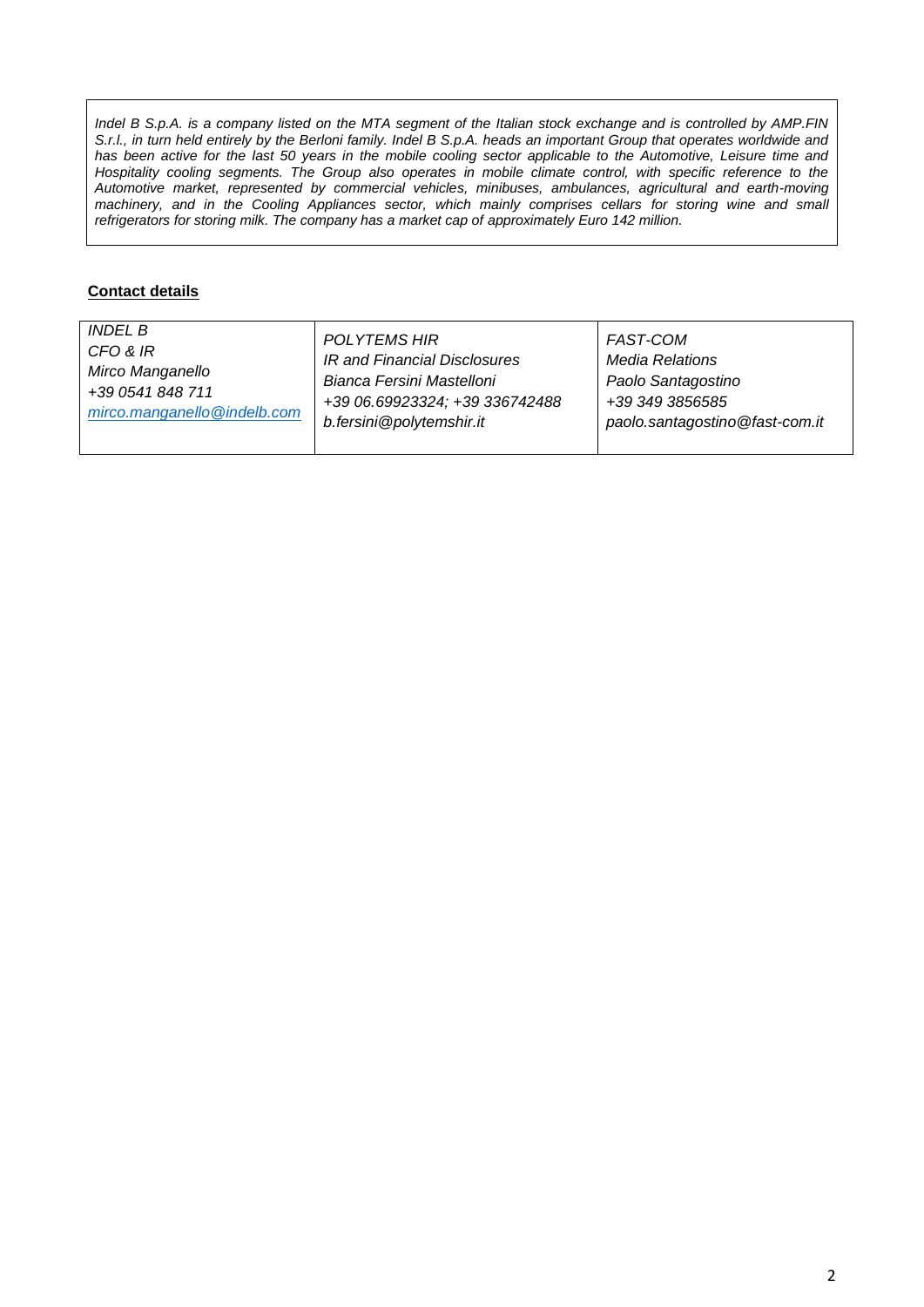*Indel B S.p.A. is a company listed on the MTA segment of the Italian stock exchange and is controlled by AMP.FIN S.r.l., in turn held entirely by the Berloni family. Indel B S.p.A. heads an important Group that operates worldwide and has been active for the last 50 years in the mobile cooling sector applicable to the Automotive, Leisure time and Hospitality cooling segments. The Group also operates in mobile climate control, with specific reference to the Automotive market, represented by commercial vehicles, minibuses, ambulances, agricultural and earth-moving machinery, and in the Cooling Appliances sector, which mainly comprises cellars for storing wine and small refrigerators for storing milk. The company has a market cap of approximately Euro 142 million.*

**Contact details**

| *INDEL B* | *POLYTEMS HIR* | *FAST-COM* |
|---|---|---|
| *CFO & IR* | *IR and Financial Disclosures* | *Media Relations* |
| *Mirco Manganello* | *Bianca Fersini Mastelloni* | *Paolo Santagostino* |
| *+39 0541 848 711* | *+39 06.69923324; +39 336742488* | *+39 349 3856585* |
| *mirco.manganello@indelb.com* | *b.fersini@polytemshir.it* | *paolo.santagostino@fast-com.it* |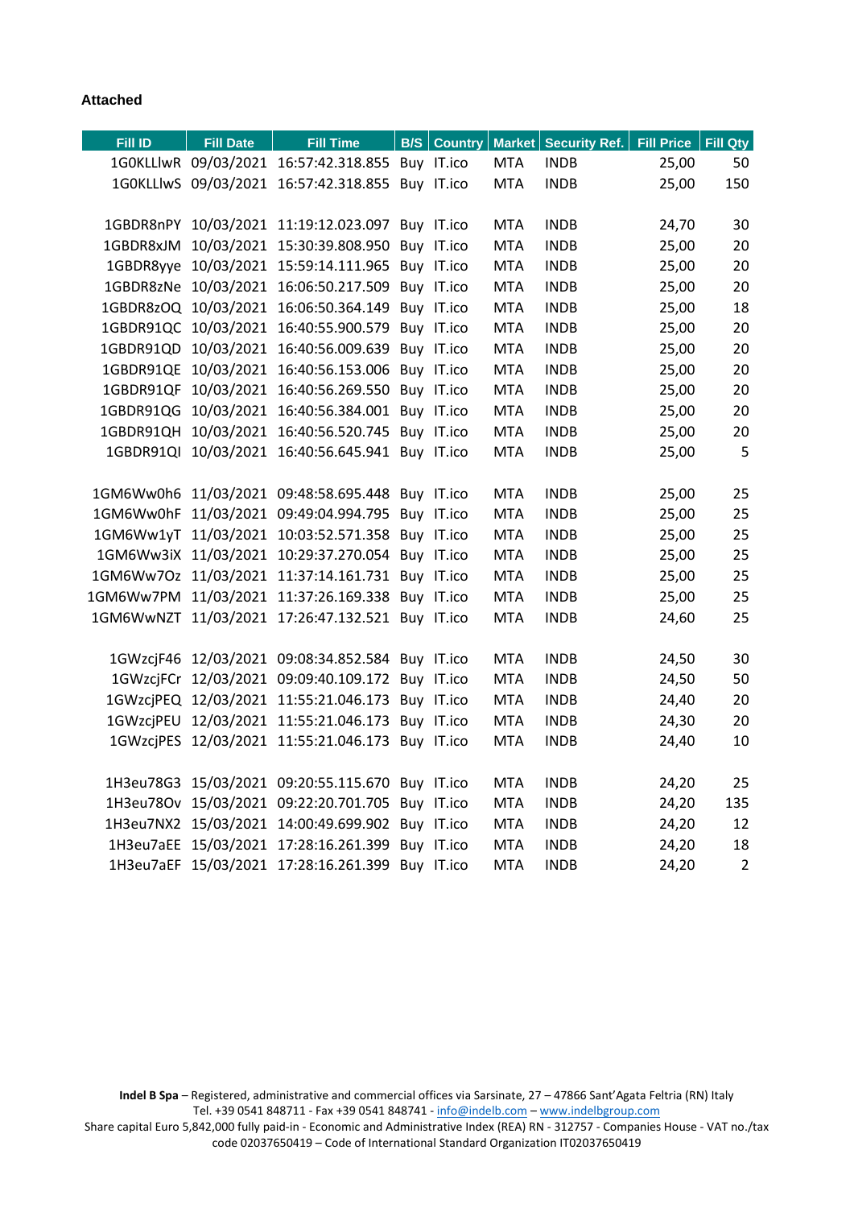**Attached**

| Fill ID | Fill Date | Fill Time | B/S | Country | Market | Security Ref. | Fill Price | Fill Qty |
|---|---|---|---|---|---|---|---|---|
| 1G0KLLlwR | 09/03/2021 | 16:57:42.318.855 | Buy | IT.ico | MTA | INDB | 25,00 | 50 |
| 1G0KLLlwS | 09/03/2021 | 16:57:42.318.855 | Buy | IT.ico | MTA | INDB | 25,00 | 150 |
| | | | | | | | | |
| 1GBDR8nPY | 10/03/2021 | 11:19:12.023.097 | Buy | IT.ico | MTA | INDB | 24,70 | 30 |
| 1GBDR8xJM | 10/03/2021 | 15:30:39.808.950 | Buy | IT.ico | MTA | INDB | 25,00 | 20 |
| 1GBDR8yye | 10/03/2021 | 15:59:14.111.965 | Buy | IT.ico | MTA | INDB | 25,00 | 20 |
| 1GBDR8zNe | 10/03/2021 | 16:06:50.217.509 | Buy | IT.ico | MTA | INDB | 25,00 | 20 |
| 1GBDR8zOQ | 10/03/2021 | 16:06:50.364.149 | Buy | IT.ico | MTA | INDB | 25,00 | 18 |
| 1GBDR91QC | 10/03/2021 | 16:40:55.900.579 | Buy | IT.ico | MTA | INDB | 25,00 | 20 |
| 1GBDR91QD | 10/03/2021 | 16:40:56.009.639 | Buy | IT.ico | MTA | INDB | 25,00 | 20 |
| 1GBDR91QE | 10/03/2021 | 16:40:56.153.006 | Buy | IT.ico | MTA | INDB | 25,00 | 20 |
| 1GBDR91QF | 10/03/2021 | 16:40:56.269.550 | Buy | IT.ico | MTA | INDB | 25,00 | 20 |
| 1GBDR91QG | 10/03/2021 | 16:40:56.384.001 | Buy | IT.ico | MTA | INDB | 25,00 | 20 |
| 1GBDR91QH | 10/03/2021 | 16:40:56.520.745 | Buy | IT.ico | MTA | INDB | 25,00 | 20 |
| 1GBDR91QI | 10/03/2021 | 16:40:56.645.941 | Buy | IT.ico | MTA | INDB | 25,00 | 5 |
| | | | | | | | | |
| 1GM6Ww0h6 | 11/03/2021 | 09:48:58.695.448 | Buy | IT.ico | MTA | INDB | 25,00 | 25 |
| 1GM6Ww0hF | 11/03/2021 | 09:49:04.994.795 | Buy | IT.ico | MTA | INDB | 25,00 | 25 |
| 1GM6Ww1yT | 11/03/2021 | 10:03:52.571.358 | Buy | IT.ico | MTA | INDB | 25,00 | 25 |
| 1GM6Ww3iX | 11/03/2021 | 10:29:37.270.054 | Buy | IT.ico | MTA | INDB | 25,00 | 25 |
| 1GM6Ww7Oz | 11/03/2021 | 11:37:14.161.731 | Buy | IT.ico | MTA | INDB | 25,00 | 25 |
| 1GM6Ww7PM | 11/03/2021 | 11:37:26.169.338 | Buy | IT.ico | MTA | INDB | 25,00 | 25 |
| 1GM6WwNZT | 11/03/2021 | 17:26:47.132.521 | Buy | IT.ico | MTA | INDB | 24,60 | 25 |
| | | | | | | | | |
| 1GWzcjF46 | 12/03/2021 | 09:08:34.852.584 | Buy | IT.ico | MTA | INDB | 24,50 | 30 |
| 1GWzcjFCr | 12/03/2021 | 09:09:40.109.172 | Buy | IT.ico | MTA | INDB | 24,50 | 50 |
| 1GWzcjPEQ | 12/03/2021 | 11:55:21.046.173 | Buy | IT.ico | MTA | INDB | 24,40 | 20 |
| 1GWzcjPEU | 12/03/2021 | 11:55:21.046.173 | Buy | IT.ico | MTA | INDB | 24,30 | 20 |
| 1GWzcjPES | 12/03/2021 | 11:55:21.046.173 | Buy | IT.ico | MTA | INDB | 24,40 | 10 |
| | | | | | | | | |
| 1H3eu78G3 | 15/03/2021 | 09:20:55.115.670 | Buy | IT.ico | MTA | INDB | 24,20 | 25 |
| 1H3eu78Ov | 15/03/2021 | 09:22:20.701.705 | Buy | IT.ico | MTA | INDB | 24,20 | 135 |
| 1H3eu7NX2 | 15/03/2021 | 14:00:49.699.902 | Buy | IT.ico | MTA | INDB | 24,20 | 12 |
| 1H3eu7aEE | 15/03/2021 | 17:28:16.261.399 | Buy | IT.ico | MTA | INDB | 24,20 | 18 |
| 1H3eu7aEF | 15/03/2021 | 17:28:16.261.399 | Buy | IT.ico | MTA | INDB | 24,20 | 2 |

**Indel B Spa** – Registered, administrative and commercial offices via Sarsinate, 27 – 47866 Sant'Agata Feltria (RN) Italy
Tel. +39 0541 848711 - Fax +39 0541 848741 - info@indelb.com – www.indelbgroup.com
Share capital Euro 5,842,000 fully paid-in - Economic and Administrative Index (REA) RN - 312757 - Companies House - VAT no./tax code 02037650419 – Code of International Standard Organization IT02037650419